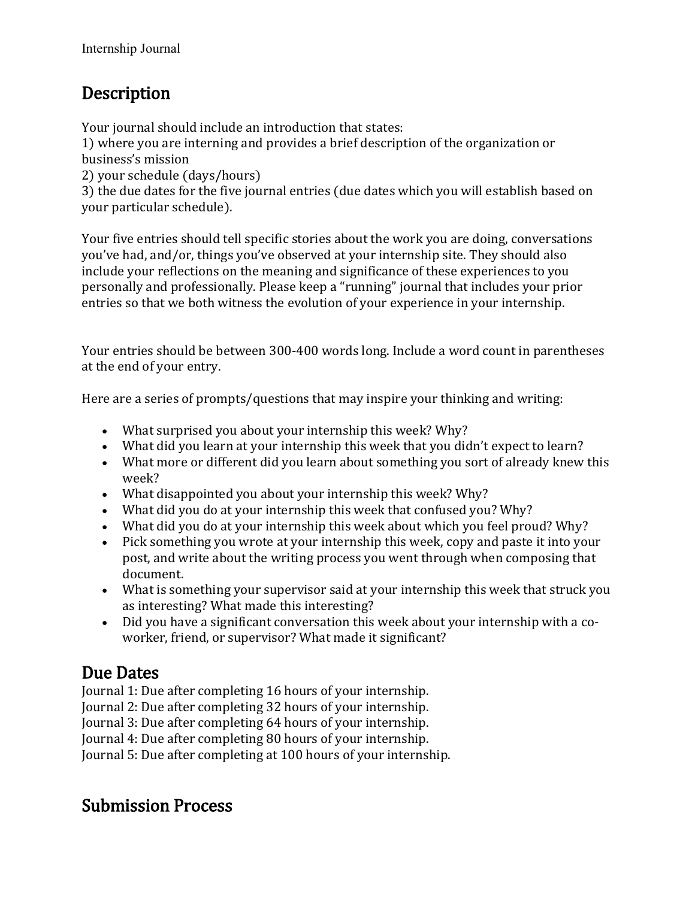Internship Journal

## Description

Your journal should include an introduction that states:
1) where you are interning and provides a brief description of the organization or business's mission
2) your schedule (days/hours)
3) the due dates for the five journal entries (due dates which you will establish based on your particular schedule).

Your five entries should tell specific stories about the work you are doing, conversations you've had, and/or, things you've observed at your internship site. They should also include your reflections on the meaning and significance of these experiences to you personally and professionally. Please keep a "running" journal that includes your prior entries so that we both witness the evolution of your experience in your internship.

Your entries should be between 300-400 words long. Include a word count in parentheses at the end of your entry.

Here are a series of prompts/questions that may inspire your thinking and writing:

- What surprised you about your internship this week? Why?
- What did you learn at your internship this week that you didn't expect to learn?
- What more or different did you learn about something you sort of already knew this week?
- What disappointed you about your internship this week? Why?
- What did you do at your internship this week that confused you? Why?
- What did you do at your internship this week about which you feel proud? Why?
- Pick something you wrote at your internship this week, copy and paste it into your post, and write about the writing process you went through when composing that document.
- What is something your supervisor said at your internship this week that struck you as interesting? What made this interesting?
- Did you have a significant conversation this week about your internship with a co-worker, friend, or supervisor? What made it significant?

## Due Dates

Journal 1: Due after completing 16 hours of your internship.
Journal 2: Due after completing 32 hours of your internship.
Journal 3: Due after completing 64 hours of your internship.
Journal 4: Due after completing 80 hours of your internship.
Journal 5: Due after completing at 100 hours of your internship.

## Submission Process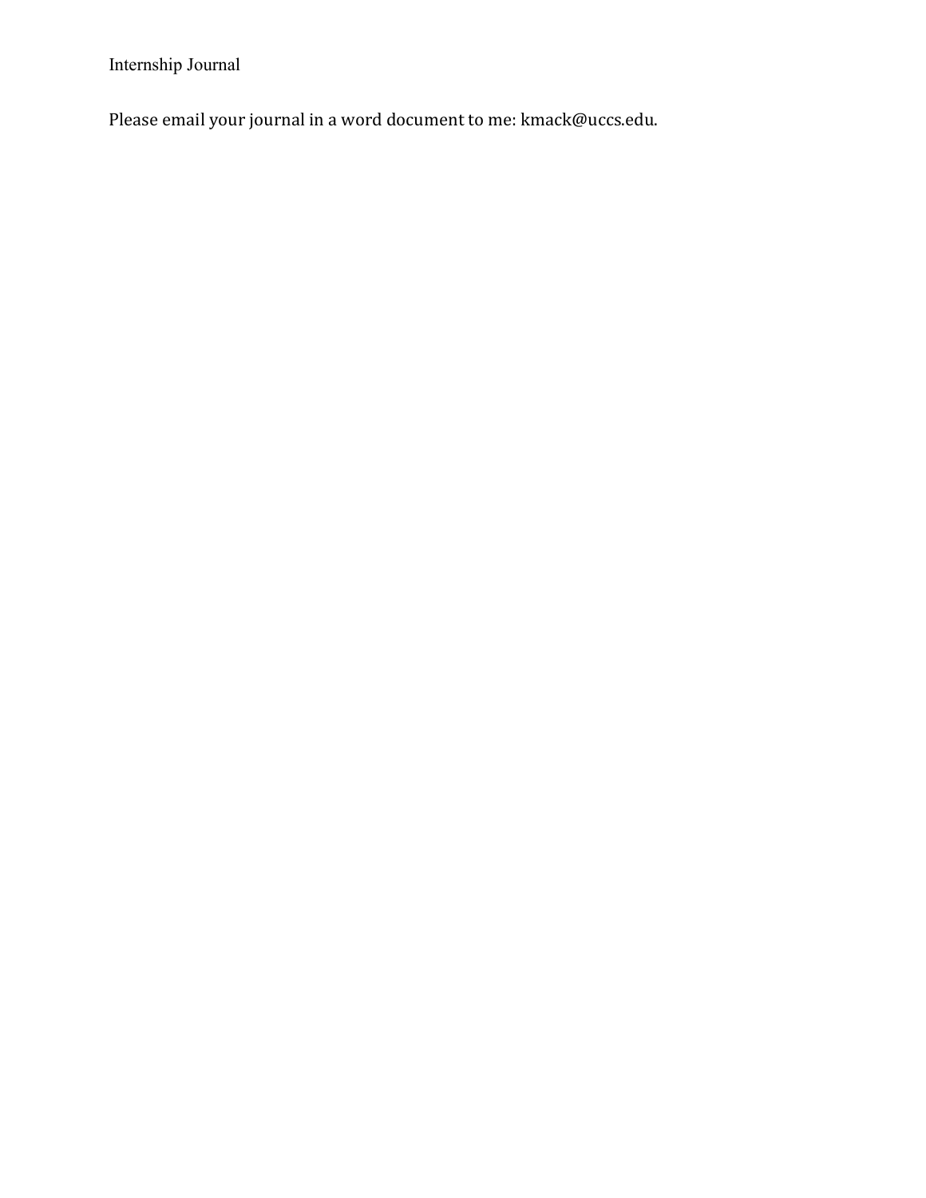Internship Journal

Please email your journal in a word document to me: kmack@uccs.edu.